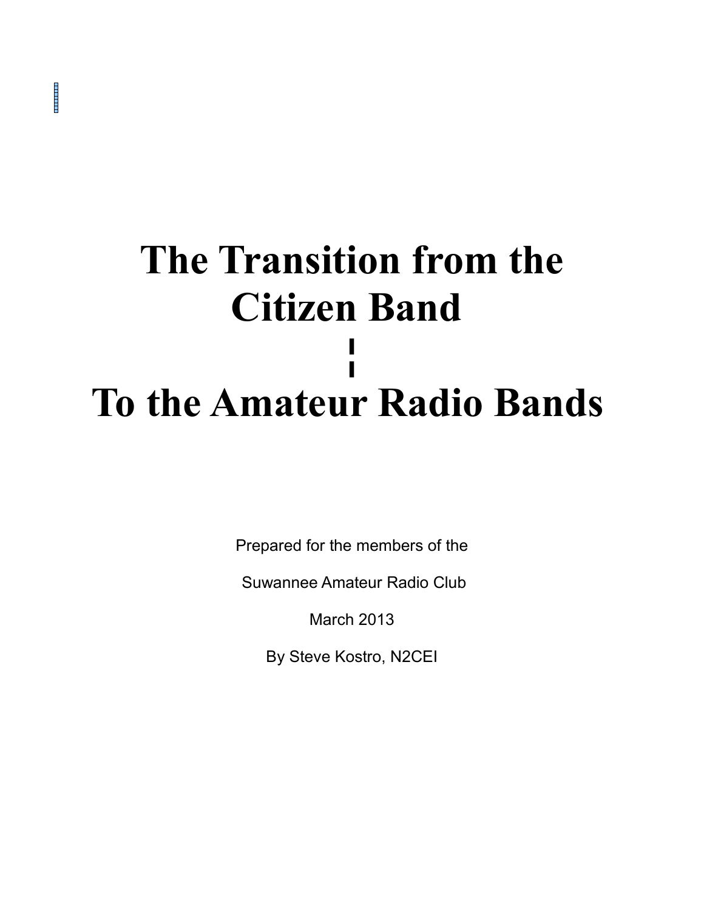# The Transition from the Citizen Band

# ¦

# To the Amateur Radio Bands

Prepared for the members of the

Suwannee Amateur Radio Club

March 2013

By Steve Kostro, N2CEI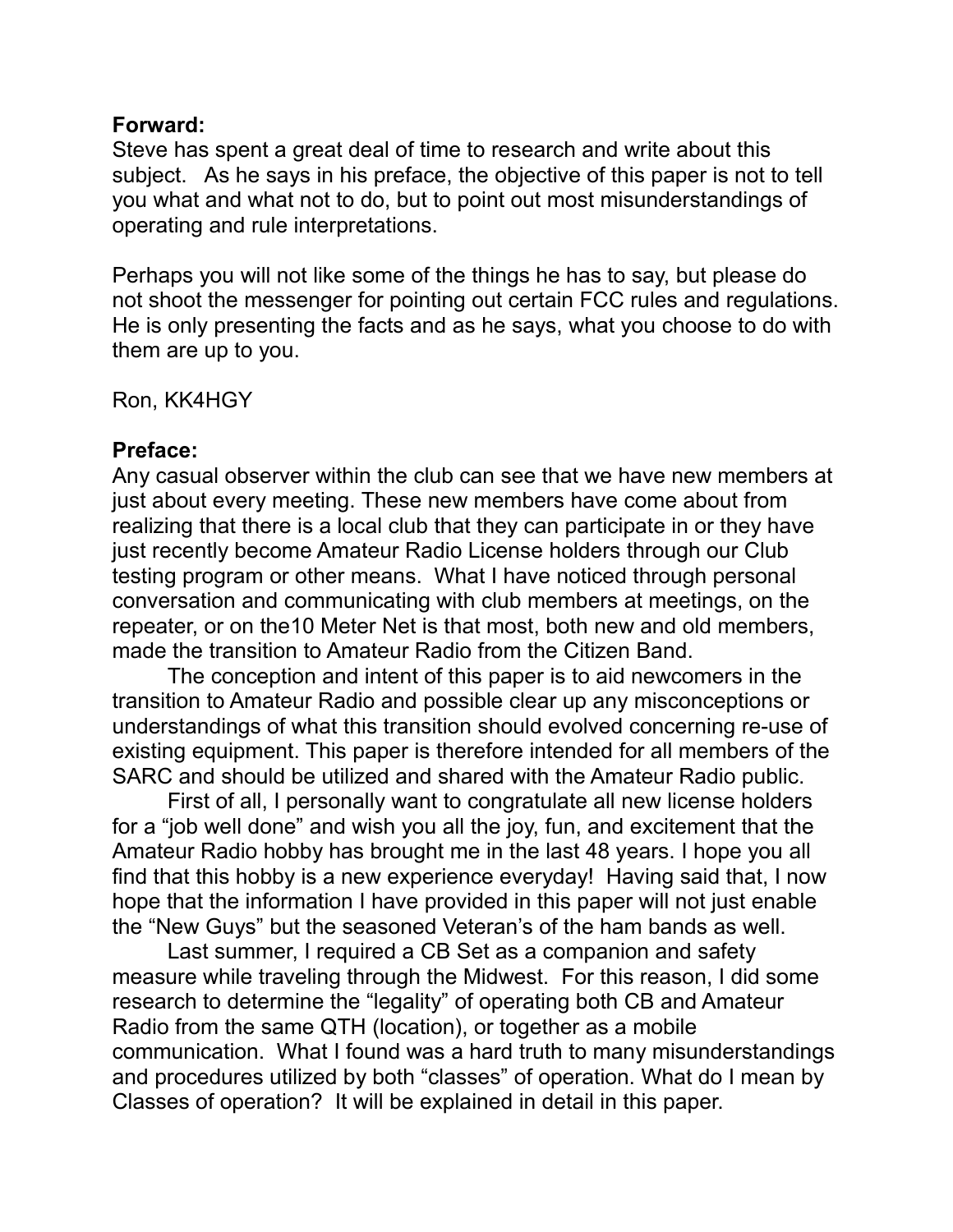**Forward:**
Steve has spent a great deal of time to research and write about this subject. As he says in his preface, the objective of this paper is not to tell you what and what not to do, but to point out most misunderstandings of operating and rule interpretations.

Perhaps you will not like some of the things he has to say, but please do not shoot the messenger for pointing out certain FCC rules and regulations. He is only presenting the facts and as he says, what you choose to do with them are up to you.

Ron, KK4HGY

**Preface:**
Any casual observer within the club can see that we have new members at just about every meeting. These new members have come about from realizing that there is a local club that they can participate in or they have just recently become Amateur Radio License holders through our Club testing program or other means. What I have noticed through personal conversation and communicating with club members at meetings, on the repeater, or on the10 Meter Net is that most, both new and old members, made the transition to Amateur Radio from the Citizen Band.

The conception and intent of this paper is to aid newcomers in the transition to Amateur Radio and possible clear up any misconceptions or understandings of what this transition should evolved concerning re-use of existing equipment. This paper is therefore intended for all members of the SARC and should be utilized and shared with the Amateur Radio public.

First of all, I personally want to congratulate all new license holders for a "job well done" and wish you all the joy, fun, and excitement that the Amateur Radio hobby has brought me in the last 48 years. I hope you all find that this hobby is a new experience everyday! Having said that, I now hope that the information I have provided in this paper will not just enable the "New Guys" but the seasoned Veteran's of the ham bands as well.

Last summer, I required a CB Set as a companion and safety measure while traveling through the Midwest. For this reason, I did some research to determine the "legality" of operating both CB and Amateur Radio from the same QTH (location), or together as a mobile communication. What I found was a hard truth to many misunderstandings and procedures utilized by both "classes" of operation. What do I mean by Classes of operation? It will be explained in detail in this paper.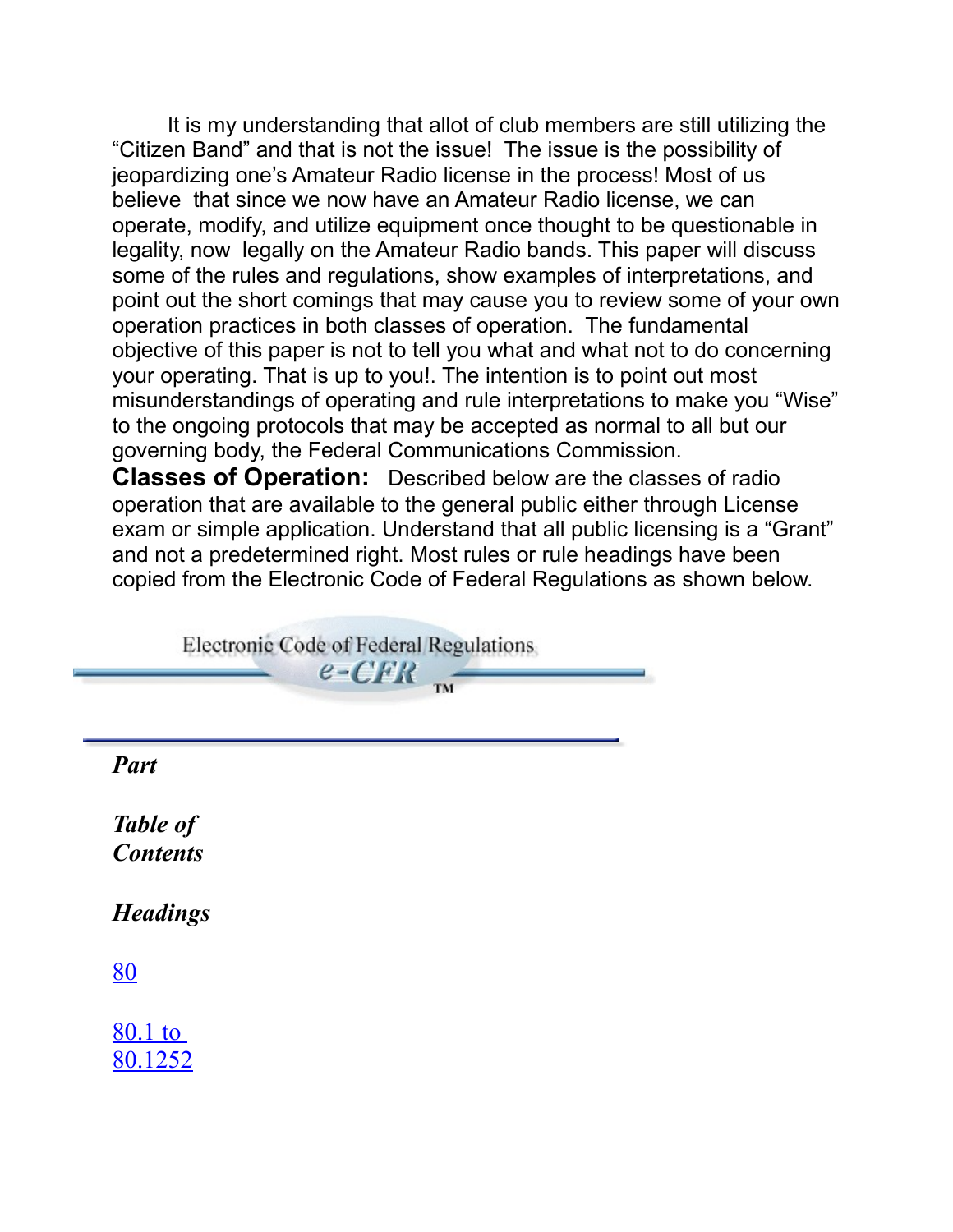It is my understanding that allot of club members are still utilizing the "Citizen Band" and that is not the issue! The issue is the possibility of jeopardizing one's Amateur Radio license in the process! Most of us believe that since we now have an Amateur Radio license, we can operate, modify, and utilize equipment once thought to be questionable in legality, now legally on the Amateur Radio bands. This paper will discuss some of the rules and regulations, show examples of interpretations, and point out the short comings that may cause you to review some of your own operation practices in both classes of operation. The fundamental objective of this paper is not to tell you what and what not to do concerning your operating. That is up to you!. The intention is to point out most misunderstandings of operating and rule interpretations to make you "Wise" to the ongoing protocols that may be accepted as normal to all but our governing body, the Federal Communications Commission.

**Classes of Operation:** Described below are the classes of radio operation that are available to the general public either through License exam or simple application. Understand that all public licensing is a "Grant" and not a predetermined right. Most rules or rule headings have been copied from the Electronic Code of Federal Regulations as shown below.

Electronic Code of Federal Regulations
e-CFR ™

***Part***

***Table of Contents***

***Headings***

80

80.1 to 80.1252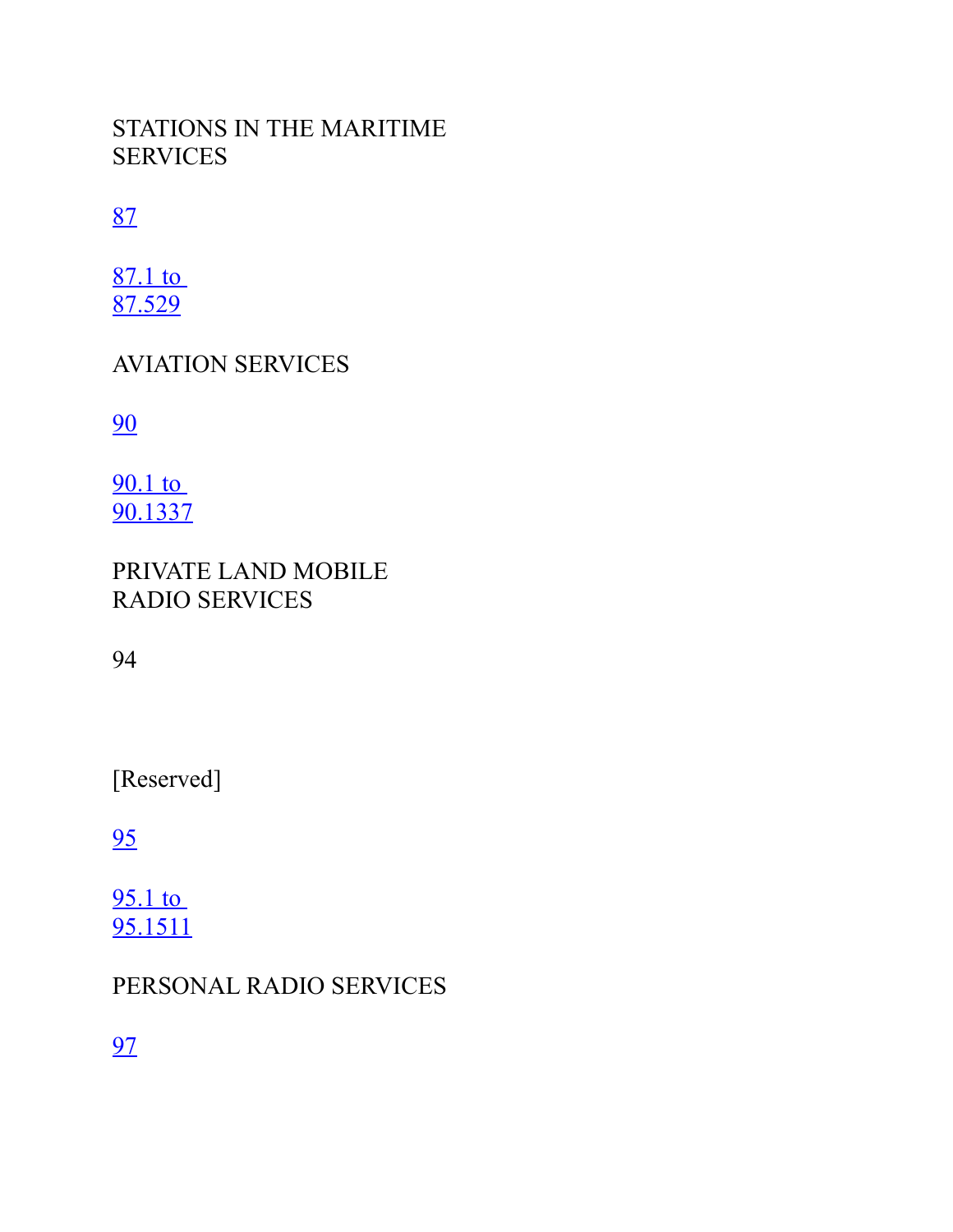STATIONS IN THE MARITIME SERVICES

87

87.1 to 87.529

AVIATION SERVICES

90

90.1 to 90.1337

PRIVATE LAND MOBILE RADIO SERVICES

94

[Reserved]

95

95.1 to 95.1511

PERSONAL RADIO SERVICES

97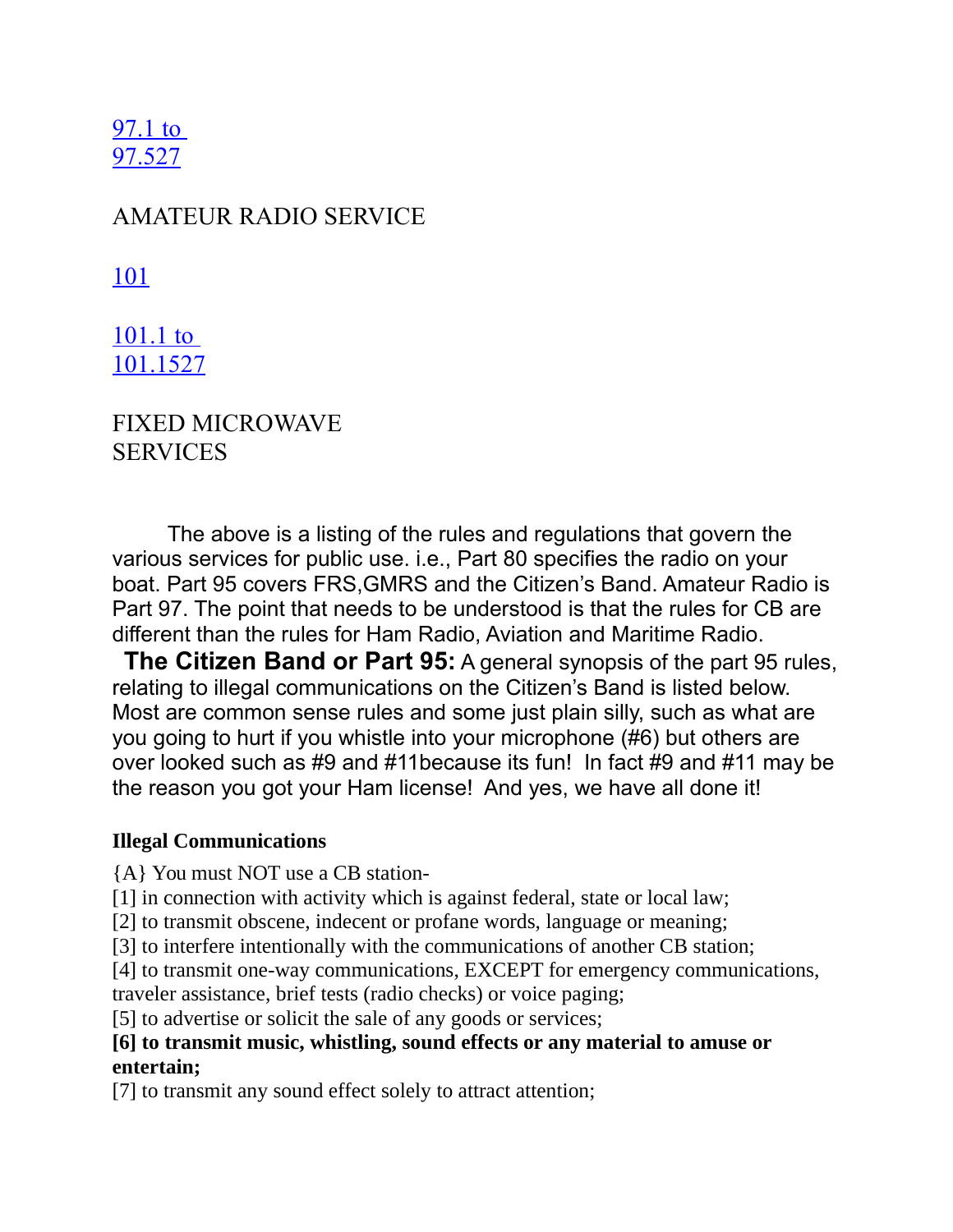97.1 to 97.527

AMATEUR RADIO SERVICE

101

101.1 to 101.1527

FIXED MICROWAVE SERVICES

The above is a listing of the rules and regulations that govern the various services for public use. i.e., Part 80 specifies the radio on your boat. Part 95 covers FRS,GMRS and the Citizen's Band. Amateur Radio is Part 97. The point that needs to be understood is that the rules for CB are different than the rules for Ham Radio, Aviation and Maritime Radio.

**The Citizen Band or Part 95:** A general synopsis of the part 95 rules, relating to illegal communications on the Citizen's Band is listed below. Most are common sense rules and some just plain silly, such as what are you going to hurt if you whistle into your microphone (#6) but others are over looked such as #9 and #11because its fun! In fact #9 and #11 may be the reason you got your Ham license! And yes, we have all done it!

**Illegal Communications**

{A} You must NOT use a CB station-
[1] in connection with activity which is against federal, state or local law;
[2] to transmit obscene, indecent or profane words, language or meaning;
[3] to interfere intentionally with the communications of another CB station;
[4] to transmit one-way communications, EXCEPT for emergency communications, traveler assistance, brief tests (radio checks) or voice paging;
[5] to advertise or solicit the sale of any goods or services;
**[6] to transmit music, whistling, sound effects or any material to amuse or entertain;**
[7] to transmit any sound effect solely to attract attention;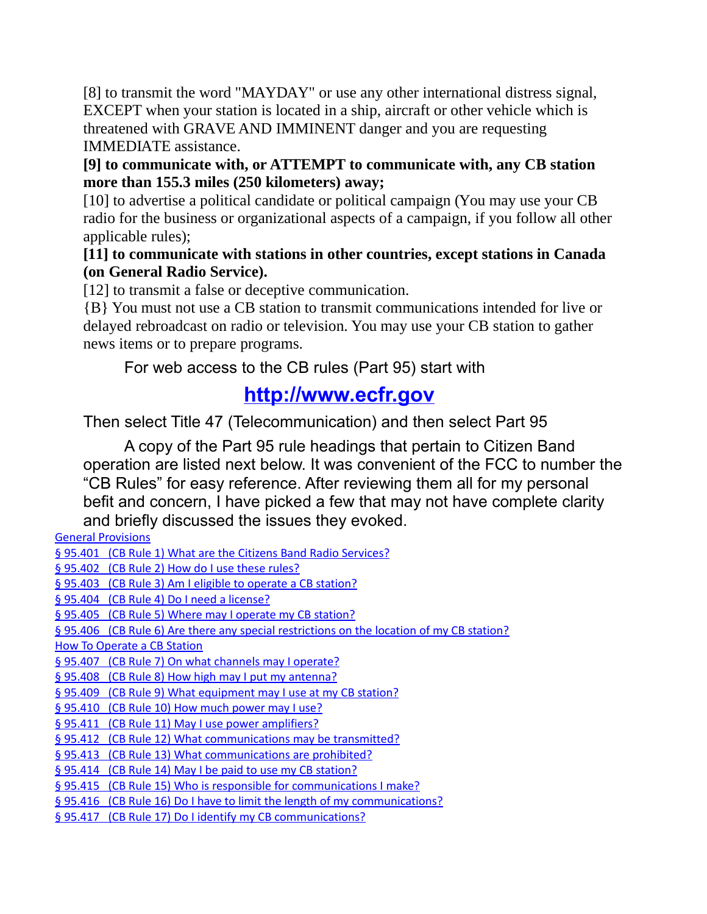[8] to transmit the word "MAYDAY" or use any other international distress signal, EXCEPT when your station is located in a ship, aircraft or other vehicle which is threatened with GRAVE AND IMMINENT danger and you are requesting IMMEDIATE assistance.

**[9] to communicate with, or ATTEMPT to communicate with, any CB station more than 155.3 miles (250 kilometers) away;**

[10] to advertise a political candidate or political campaign (You may use your CB radio for the business or organizational aspects of a campaign, if you follow all other applicable rules);

**[11] to communicate with stations in other countries, except stations in Canada (on General Radio Service).**

[12] to transmit a false or deceptive communication.

{B} You must not use a CB station to transmit communications intended for live or delayed rebroadcast on radio or television. You may use your CB station to gather news items or to prepare programs.

For web access to the CB rules (Part 95) start with

**[http://www.ecfr.gov](http://www.ecfr.gov)**

Then select Title 47 (Telecommunication) and then select Part 95

A copy of the Part 95 rule headings that pertain to Citizen Band operation are listed next below. It was convenient of the FCC to number the "CB Rules" for easy reference. After reviewing them all for my personal befit and concern, I have picked a few that may not have complete clarity and briefly discussed the issues they evoked.

General Provisions

§ 95.401 (CB Rule 1) What are the Citizens Band Radio Services?
§ 95.402 (CB Rule 2) How do I use these rules?
§ 95.403 (CB Rule 3) Am I eligible to operate a CB station?
§ 95.404 (CB Rule 4) Do I need a license?
§ 95.405 (CB Rule 5) Where may I operate my CB station?
§ 95.406 (CB Rule 6) Are there any special restrictions on the location of my CB station?

How To Operate a CB Station

§ 95.407 (CB Rule 7) On what channels may I operate?
§ 95.408 (CB Rule 8) How high may I put my antenna?
§ 95.409 (CB Rule 9) What equipment may I use at my CB station?
§ 95.410 (CB Rule 10) How much power may I use?
§ 95.411 (CB Rule 11) May I use power amplifiers?
§ 95.412 (CB Rule 12) What communications may be transmitted?
§ 95.413 (CB Rule 13) What communications are prohibited?
§ 95.414 (CB Rule 14) May I be paid to use my CB station?
§ 95.415 (CB Rule 15) Who is responsible for communications I make?
§ 95.416 (CB Rule 16) Do I have to limit the length of my communications?
§ 95.417 (CB Rule 17) Do I identify my CB communications?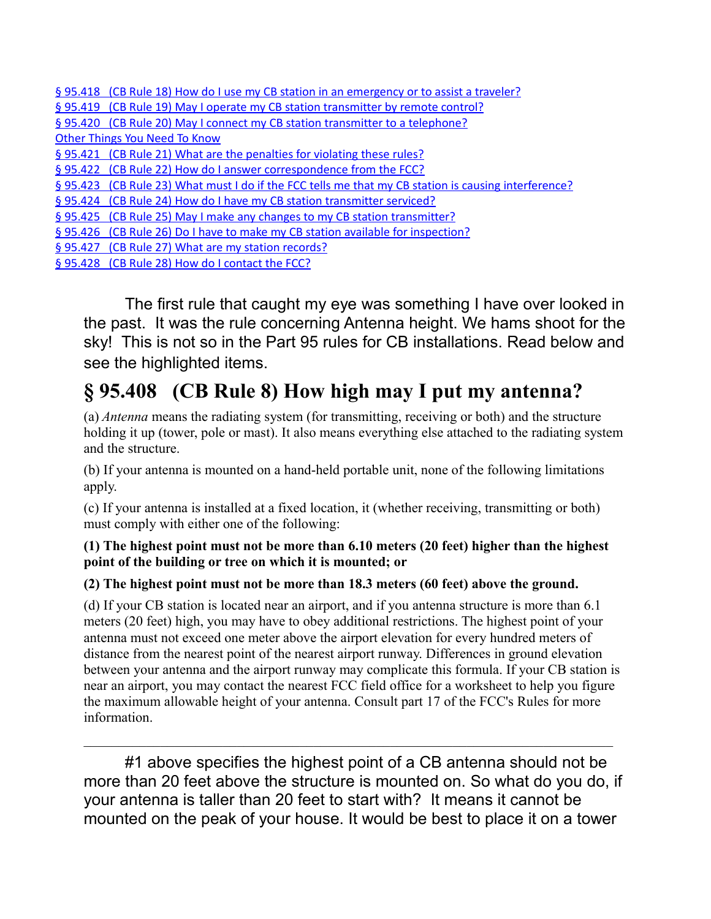[§ 95.418 (CB Rule 18) How do I use my CB station in an emergency or to assist a traveler?]
[§ 95.419 (CB Rule 19) May I operate my CB station transmitter by remote control?]
[§ 95.420 (CB Rule 20) May I connect my CB station transmitter to a telephone?]
[Other Things You Need To Know]
[§ 95.421 (CB Rule 21) What are the penalties for violating these rules?]
[§ 95.422 (CB Rule 22) How do I answer correspondence from the FCC?]
[§ 95.423 (CB Rule 23) What must I do if the FCC tells me that my CB station is causing interference?]
[§ 95.424 (CB Rule 24) How do I have my CB station transmitter serviced?]
[§ 95.425 (CB Rule 25) May I make any changes to my CB station transmitter?]
[§ 95.426 (CB Rule 26) Do I have to make my CB station available for inspection?]
[§ 95.427 (CB Rule 27) What are my station records?]
[§ 95.428 (CB Rule 28) How do I contact the FCC?]

The first rule that caught my eye was something I have over looked in the past. It was the rule concerning Antenna height. We hams shoot for the sky! This is not so in the Part 95 rules for CB installations. Read below and see the highlighted items.

# § 95.408 (CB Rule 8) How high may I put my antenna?

(a) *Antenna* means the radiating system (for transmitting, receiving or both) and the structure holding it up (tower, pole or mast). It also means everything else attached to the radiating system and the structure.

(b) If your antenna is mounted on a hand-held portable unit, none of the following limitations apply.

(c) If your antenna is installed at a fixed location, it (whether receiving, transmitting or both) must comply with either one of the following:

**(1) The highest point must not be more than 6.10 meters (20 feet) higher than the highest point of the building or tree on which it is mounted; or**

**(2) The highest point must not be more than 18.3 meters (60 feet) above the ground.**

(d) If your CB station is located near an airport, and if you antenna structure is more than 6.1 meters (20 feet) high, you may have to obey additional restrictions. The highest point of your antenna must not exceed one meter above the airport elevation for every hundred meters of distance from the nearest point of the nearest airport runway. Differences in ground elevation between your antenna and the airport runway may complicate this formula. If your CB station is near an airport, you may contact the nearest FCC field office for a worksheet to help you figure the maximum allowable height of your antenna. Consult part 17 of the FCC's Rules for more information.

---

#1 above specifies the highest point of a CB antenna should not be more than 20 feet above the structure is mounted on. So what do you do, if your antenna is taller than 20 feet to start with? It means it cannot be mounted on the peak of your house. It would be best to place it on a tower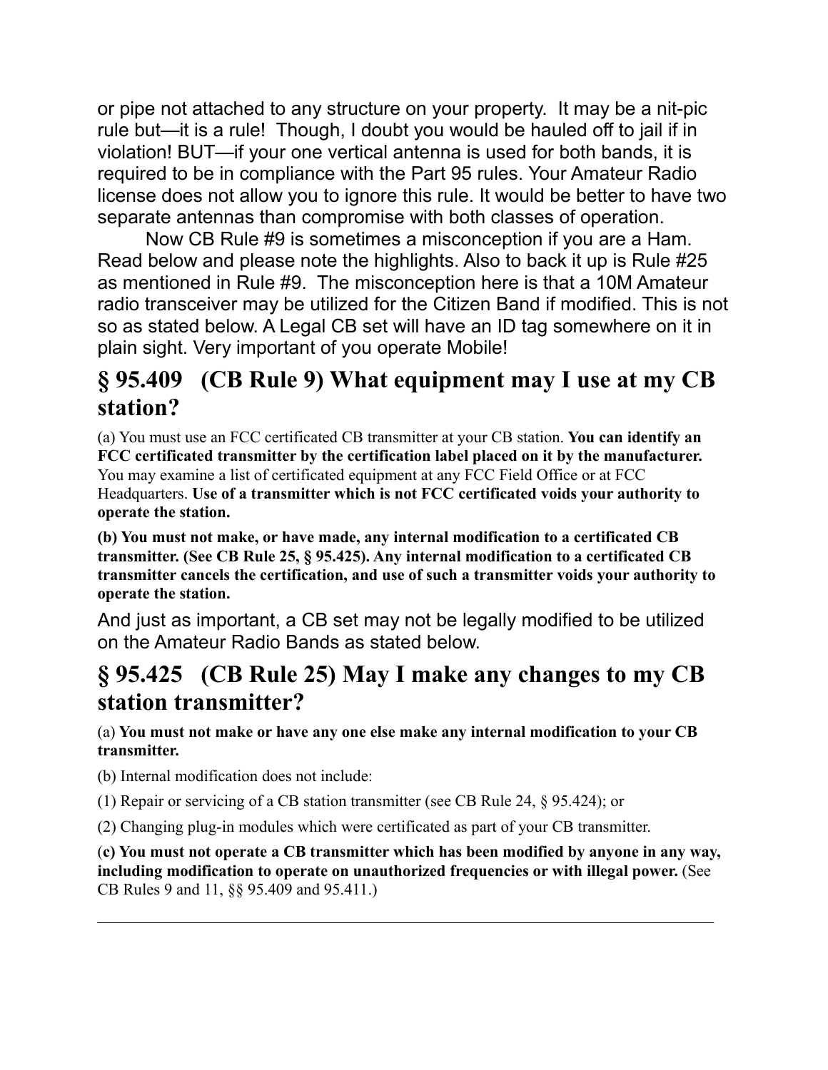or pipe not attached to any structure on your property. It may be a nit-pic rule but—it is a rule! Though, I doubt you would be hauled off to jail if in violation! BUT—if your one vertical antenna is used for both bands, it is required to be in compliance with the Part 95 rules. Your Amateur Radio license does not allow you to ignore this rule. It would be better to have two separate antennas than compromise with both classes of operation.

Now CB Rule #9 is sometimes a misconception if you are a Ham. Read below and please note the highlights. Also to back it up is Rule #25 as mentioned in Rule #9. The misconception here is that a 10M Amateur radio transceiver may be utilized for the Citizen Band if modified. This is not so as stated below. A Legal CB set will have an ID tag somewhere on it in plain sight. Very important of you operate Mobile!

## § 95.409 (CB Rule 9) What equipment may I use at my CB station?

(a) You must use an FCC certificated CB transmitter at your CB station. **You can identify an FCC certificated transmitter by the certification label placed on it by the manufacturer.** You may examine a list of certificated equipment at any FCC Field Office or at FCC Headquarters. **Use of a transmitter which is not FCC certificated voids your authority to operate the station.**

**(b) You must not make, or have made, any internal modification to a certificated CB transmitter. (See CB Rule 25, § 95.425). Any internal modification to a certificated CB transmitter cancels the certification, and use of such a transmitter voids your authority to operate the station.**

And just as important, a CB set may not be legally modified to be utilized on the Amateur Radio Bands as stated below.

## § 95.425 (CB Rule 25) May I make any changes to my CB station transmitter?

(a) **You must not make or have any one else make any internal modification to your CB transmitter.**

(b) Internal modification does not include:

(1) Repair or servicing of a CB station transmitter (see CB Rule 24, § 95.424); or

(2) Changing plug-in modules which were certificated as part of your CB transmitter.

(**c) You must not operate a CB transmitter which has been modified by anyone in any way, including modification to operate on unauthorized frequencies or with illegal power.** (See CB Rules 9 and 11, §§ 95.409 and 95.411.)

---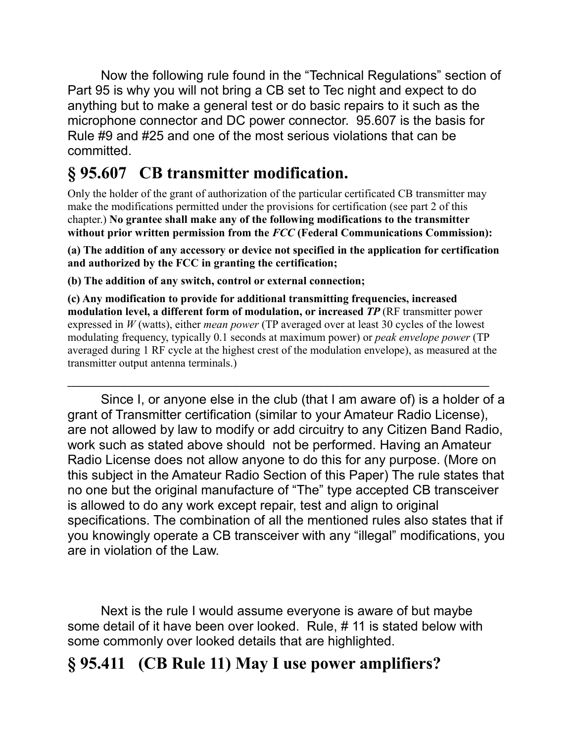Now the following rule found in the “Technical Regulations” section of Part 95 is why you will not bring a CB set to Tec night and expect to do anything but to make a general test or do basic repairs to it such as the microphone connector and DC power connector. 95.607 is the basis for Rule #9 and #25 and one of the most serious violations that can be committed.

## § 95.607 CB transmitter modification.

Only the holder of the grant of authorization of the particular certificated CB transmitter may make the modifications permitted under the provisions for certification (see part 2 of this chapter.) **No grantee shall make any of the following modifications to the transmitter without prior written permission from the *FCC* (Federal Communications Commission):**

**(a) The addition of any accessory or device not specified in the application for certification and authorized by the FCC in granting the certification;**

**(b) The addition of any switch, control or external connection;**

**(c) Any modification to provide for additional transmitting frequencies, increased modulation level, a different form of modulation, or increased *TP*** (RF transmitter power expressed in *W* (watts), either *mean power* (TP averaged over at least 30 cycles of the lowest modulating frequency, typically 0.1 seconds at maximum power) or *peak envelope power* (TP averaged during 1 RF cycle at the highest crest of the modulation envelope), as measured at the transmitter output antenna terminals.)

---

Since I, or anyone else in the club (that I am aware of) is a holder of a grant of Transmitter certification (similar to your Amateur Radio License), are not allowed by law to modify or add circuitry to any Citizen Band Radio, work such as stated above should not be performed. Having an Amateur Radio License does not allow anyone to do this for any purpose. (More on this subject in the Amateur Radio Section of this Paper) The rule states that no one but the original manufacture of “The” type accepted CB transceiver is allowed to do any work except repair, test and align to original specifications. The combination of all the mentioned rules also states that if you knowingly operate a CB transceiver with any “illegal” modifications, you are in violation of the Law.

Next is the rule I would assume everyone is aware of but maybe some detail of it have been over looked. Rule, # 11 is stated below with some commonly over looked details that are highlighted.

## § 95.411 (CB Rule 11) May I use power amplifiers?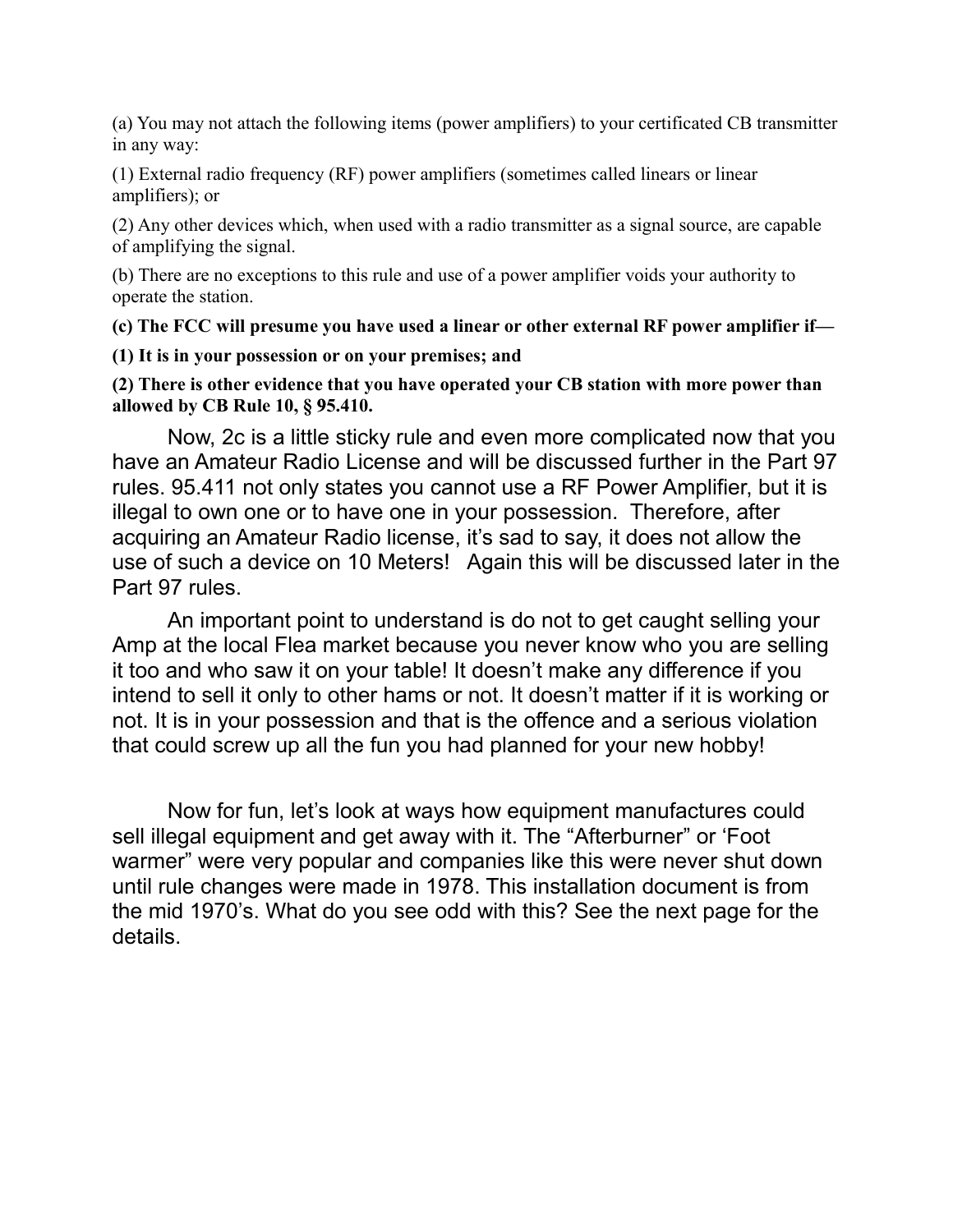(a) You may not attach the following items (power amplifiers) to your certificated CB transmitter in any way:

(1) External radio frequency (RF) power amplifiers (sometimes called linears or linear amplifiers); or

(2) Any other devices which, when used with a radio transmitter as a signal source, are capable of amplifying the signal.

(b) There are no exceptions to this rule and use of a power amplifier voids your authority to operate the station.

**(c) The FCC will presume you have used a linear or other external RF power amplifier if—**

**(1) It is in your possession or on your premises; and**

**(2) There is other evidence that you have operated your CB station with more power than allowed by CB Rule 10, § 95.410.**

Now, 2c is a little sticky rule and even more complicated now that you have an Amateur Radio License and will be discussed further in the Part 97 rules. 95.411 not only states you cannot use a RF Power Amplifier, but it is illegal to own one or to have one in your possession. Therefore, after acquiring an Amateur Radio license, it's sad to say, it does not allow the use of such a device on 10 Meters! Again this will be discussed later in the Part 97 rules.

An important point to understand is do not to get caught selling your Amp at the local Flea market because you never know who you are selling it too and who saw it on your table! It doesn't make any difference if you intend to sell it only to other hams or not. It doesn't matter if it is working or not. It is in your possession and that is the offence and a serious violation that could screw up all the fun you had planned for your new hobby!

Now for fun, let's look at ways how equipment manufactures could sell illegal equipment and get away with it. The "Afterburner" or 'Foot warmer" were very popular and companies like this were never shut down until rule changes were made in 1978. This installation document is from the mid 1970's. What do you see odd with this? See the next page for the details.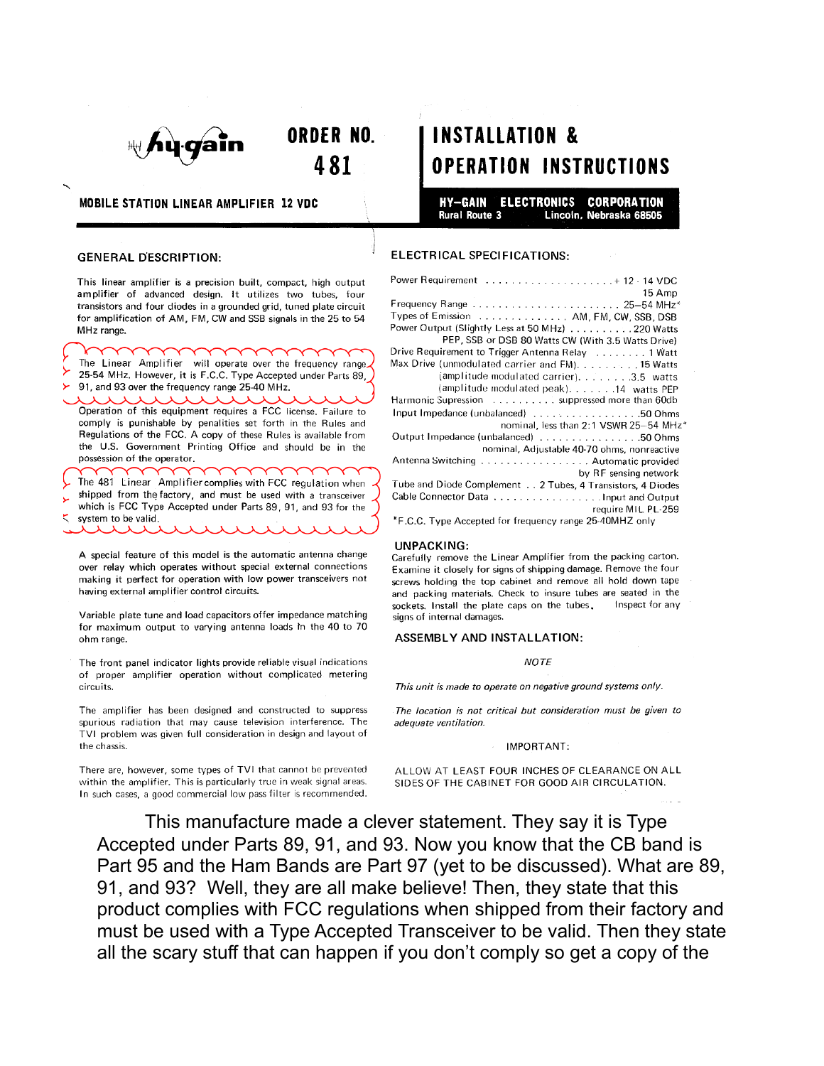hy-gain

# ORDER NO. 481

# INSTALLATION & OPERATION INSTRUCTIONS

**MOBILE STATION LINEAR AMPLIFIER 12 VDC**

**HY–GAIN ELECTRONICS CORPORATION**
**Rural Route 3 Lincoln, Nebraska 68505**

## GENERAL DESCRIPTION:

This linear amplifier is a precision built, compact, high output amplifier of advanced design. It utilizes two tubes, four transistors and four diodes in a grounded grid, tuned plate circuit for amplification of AM, FM, CW and SSB signals in the 25 to 54 MHz range.

The Linear Amplifier will operate over the frequency range 25-54 MHz. However, it is F.C.C. Type Accepted under Parts 89, 91, and 93 over the frequency range 25-40 MHz.

Operation of this equipment requires a FCC license. Failure to comply is punishable by penalities set forth in the Rules and Regulations of the FCC. A copy of these Rules is available from the U.S. Government Printing Office and should be in the possession of the operator.

The 481 Linear Amplifier complies with FCC regulation when shipped from the factory, and must be used with a transceiver which is FCC Type Accepted under Parts 89, 91, and 93 for the system to be valid.

A special feature of this model is the automatic antenna change over relay which operates without special external connections making it perfect for operation with low power transceivers not having external amplifier control circuits.

Variable plate tune and load capacitors offer impedance matching for maximum output to varying antenna loads in the 40 to 70 ohm range.

The front panel indicator lights provide reliable visual indications of proper amplifier operation without complicated metering circuits.

The amplifier has been designed and constructed to suppress spurious radiation that may cause television interference. The TVI problem was given full consideration in design and layout of the chassis.

There are, however, some types of TVI that cannot be prevented within the amplifier. This is particularly true in weak signal areas. In such cases, a good commercial low pass filter is recommended.

## ELECTRICAL SPECIFICATIONS:

Power Requirement . . . . . . . . . . . . . . . . . . . + 12 - 14 VDC
15 Amp

Frequency Range . . . . . . . . . . . . . . . . . . . . . . 25–54 MHz*

Types of Emission . . . . . . . . . . . . . AM, FM, CW, SSB, DSB

Power Output (Slightly Less at 50 MHz) . . . . . . . . . . 220 Watts
PEP, SSB or DSB 80 Watts CW (With 3.5 Watts Drive)

Drive Requirement to Trigger Antenna Relay . . . . . . . . 1 Watt

Max Drive (unmodulated carrier and FM). . . . . . . . . 15 Watts
(amplitude modulated carrier). . . . . . . .3.5 watts
(amplitude modulated peak). . . . . . .14 watts PEP

Harmonic Supression . . . . . . . . . . suppressed more than 60db

Input Impedance (unbalanced) . . . . . . . . . . . . . . . . .50 Ohms
nominal, less than 2:1 VSWR 25–54 MHz*

Output Impedance (unbalanced) . . . . . . . . . . . . . . . .50 Ohms
nominal, Adjustable 40-70 ohms, nonreactive

Antenna Switching . . . . . . . . . . . . . . . . . Automatic provided
by RF sensing network

Tube and Diode Complement . . 2 Tubes, 4 Transistors, 4 Diodes

Cable Connector Data . . . . . . . . . . . . . . . . . Input and Output
require MIL PL-259

*F.C.C. Type Accepted for frequency range 25-40MHZ only

## UNPACKING:

Carefully remove the Linear Amplifier from the packing carton. Examine it closely for signs of shipping damage. Remove the four screws holding the top cabinet and remove all hold down tape and packing materials. Check to insure tubes are seated in the sockets. Install the plate caps on the tubes. Inspect for any signs of internal damages.

## ASSEMBLY AND INSTALLATION:

*NOTE*

*This unit is made to operate on negative ground systems only.*

*The location is not critical but consideration must be given to adequate ventilation.*

IMPORTANT:

ALLOW AT LEAST FOUR INCHES OF CLEARANCE ON ALL SIDES OF THE CABINET FOR GOOD AIR CIRCULATION.

This manufacture made a clever statement. They say it is Type Accepted under Parts 89, 91, and 93. Now you know that the CB band is Part 95 and the Ham Bands are Part 97 (yet to be discussed). What are 89, 91, and 93? Well, they are all make believe! Then, they state that this product complies with FCC regulations when shipped from their factory and must be used with a Type Accepted Transceiver to be valid. Then they state all the scary stuff that can happen if you don't comply so get a copy of the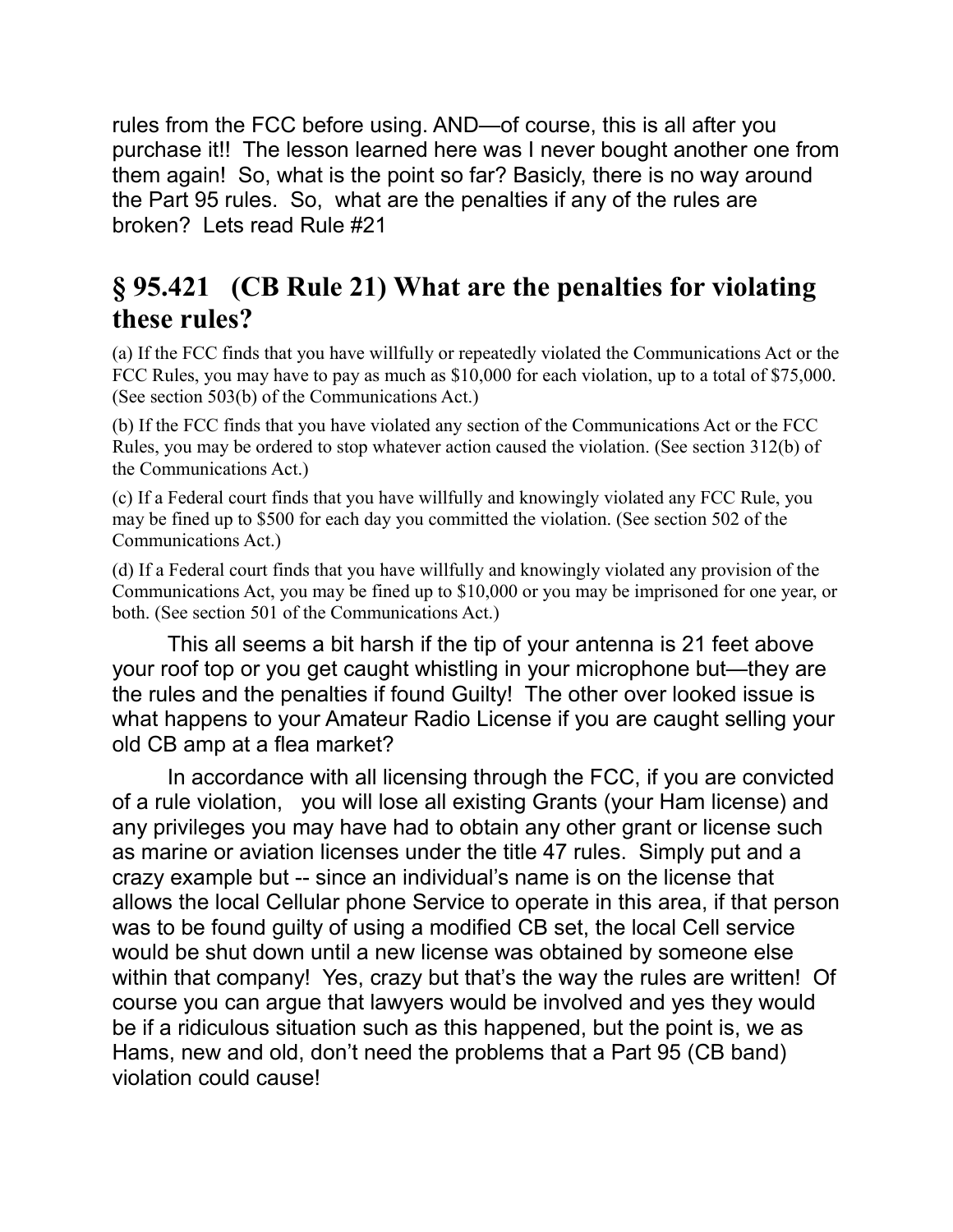rules from the FCC before using. AND—of course, this is all after you purchase it!! The lesson learned here was I never bought another one from them again! So, what is the point so far? Basicly, there is no way around the Part 95 rules. So, what are the penalties if any of the rules are broken? Lets read Rule #21

## § 95.421 (CB Rule 21) What are the penalties for violating these rules?

(a) If the FCC finds that you have willfully or repeatedly violated the Communications Act or the FCC Rules, you may have to pay as much as $10,000 for each violation, up to a total of $75,000. (See section 503(b) of the Communications Act.)

(b) If the FCC finds that you have violated any section of the Communications Act or the FCC Rules, you may be ordered to stop whatever action caused the violation. (See section 312(b) of the Communications Act.)

(c) If a Federal court finds that you have willfully and knowingly violated any FCC Rule, you may be fined up to $500 for each day you committed the violation. (See section 502 of the Communications Act.)

(d) If a Federal court finds that you have willfully and knowingly violated any provision of the Communications Act, you may be fined up to $10,000 or you may be imprisoned for one year, or both. (See section 501 of the Communications Act.)

This all seems a bit harsh if the tip of your antenna is 21 feet above your roof top or you get caught whistling in your microphone but—they are the rules and the penalties if found Guilty! The other over looked issue is what happens to your Amateur Radio License if you are caught selling your old CB amp at a flea market?

In accordance with all licensing through the FCC, if you are convicted of a rule violation, you will lose all existing Grants (your Ham license) and any privileges you may have had to obtain any other grant or license such as marine or aviation licenses under the title 47 rules. Simply put and a crazy example but -- since an individual's name is on the license that allows the local Cellular phone Service to operate in this area, if that person was to be found guilty of using a modified CB set, the local Cell service would be shut down until a new license was obtained by someone else within that company! Yes, crazy but that's the way the rules are written! Of course you can argue that lawyers would be involved and yes they would be if a ridiculous situation such as this happened, but the point is, we as Hams, new and old, don't need the problems that a Part 95 (CB band) violation could cause!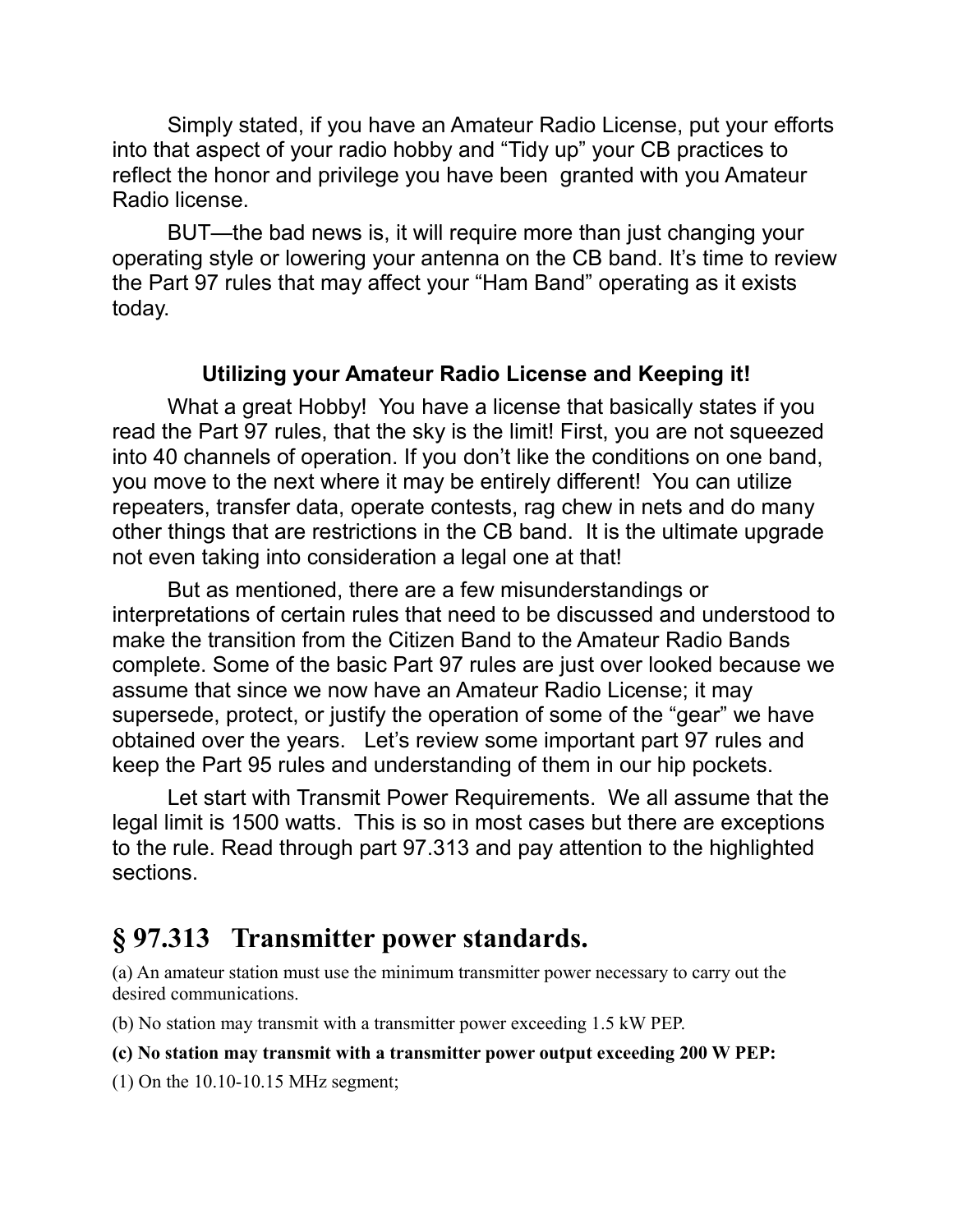Simply stated, if you have an Amateur Radio License, put your efforts into that aspect of your radio hobby and "Tidy up" your CB practices to reflect the honor and privilege you have been granted with you Amateur Radio license.

BUT—the bad news is, it will require more than just changing your operating style or lowering your antenna on the CB band. It's time to review the Part 97 rules that may affect your "Ham Band" operating as it exists today.

**Utilizing your Amateur Radio License and Keeping it!**

What a great Hobby! You have a license that basically states if you read the Part 97 rules, that the sky is the limit! First, you are not squeezed into 40 channels of operation. If you don't like the conditions on one band, you move to the next where it may be entirely different! You can utilize repeaters, transfer data, operate contests, rag chew in nets and do many other things that are restrictions in the CB band. It is the ultimate upgrade not even taking into consideration a legal one at that!

But as mentioned, there are a few misunderstandings or interpretations of certain rules that need to be discussed and understood to make the transition from the Citizen Band to the Amateur Radio Bands complete. Some of the basic Part 97 rules are just over looked because we assume that since we now have an Amateur Radio License; it may supersede, protect, or justify the operation of some of the "gear" we have obtained over the years. Let's review some important part 97 rules and keep the Part 95 rules and understanding of them in our hip pockets.

Let start with Transmit Power Requirements. We all assume that the legal limit is 1500 watts. This is so in most cases but there are exceptions to the rule. Read through part 97.313 and pay attention to the highlighted sections.

## § 97.313 Transmitter power standards.

(a) An amateur station must use the minimum transmitter power necessary to carry out the desired communications.

(b) No station may transmit with a transmitter power exceeding 1.5 kW PEP.

**(c) No station may transmit with a transmitter power output exceeding 200 W PEP:**

(1) On the 10.10-10.15 MHz segment;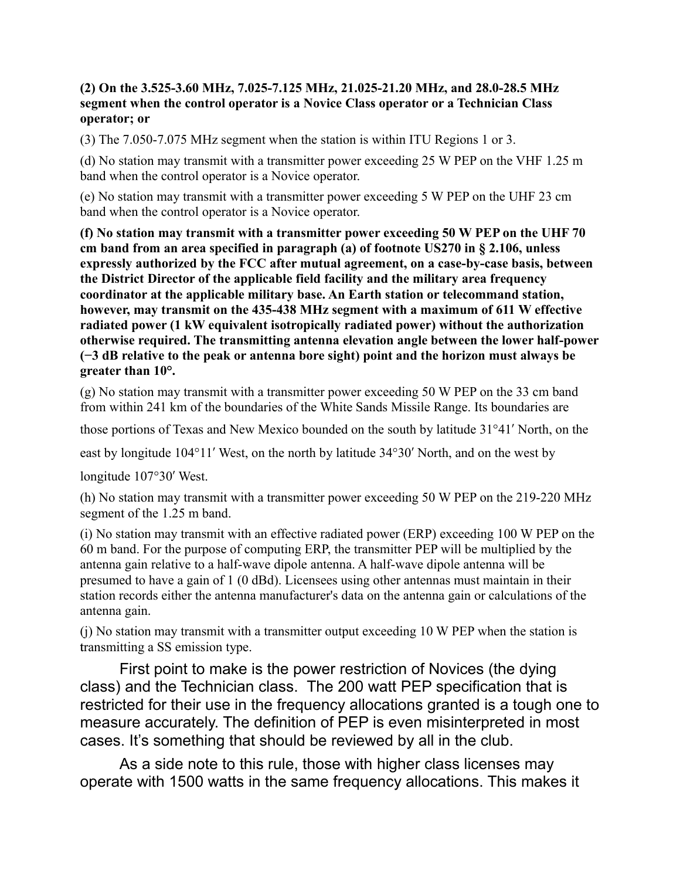**(2) On the 3.525-3.60 MHz, 7.025-7.125 MHz, 21.025-21.20 MHz, and 28.0-28.5 MHz segment when the control operator is a Novice Class operator or a Technician Class operator; or**

(3) The 7.050-7.075 MHz segment when the station is within ITU Regions 1 or 3.

(d) No station may transmit with a transmitter power exceeding 25 W PEP on the VHF 1.25 m band when the control operator is a Novice operator.

(e) No station may transmit with a transmitter power exceeding 5 W PEP on the UHF 23 cm band when the control operator is a Novice operator.

**(f) No station may transmit with a transmitter power exceeding 50 W PEP on the UHF 70 cm band from an area specified in paragraph (a) of footnote US270 in § 2.106, unless expressly authorized by the FCC after mutual agreement, on a case-by-case basis, between the District Director of the applicable field facility and the military area frequency coordinator at the applicable military base. An Earth station or telecommand station, however, may transmit on the 435-438 MHz segment with a maximum of 611 W effective radiated power (1 kW equivalent isotropically radiated power) without the authorization otherwise required. The transmitting antenna elevation angle between the lower half-power (−3 dB relative to the peak or antenna bore sight) point and the horizon must always be greater than 10°.**

(g) No station may transmit with a transmitter power exceeding 50 W PEP on the 33 cm band from within 241 km of the boundaries of the White Sands Missile Range. Its boundaries are those portions of Texas and New Mexico bounded on the south by latitude 31°41′ North, on the east by longitude 104°11′ West, on the north by latitude 34°30′ North, and on the west by longitude 107°30′ West.

(h) No station may transmit with a transmitter power exceeding 50 W PEP on the 219-220 MHz segment of the 1.25 m band.

(i) No station may transmit with an effective radiated power (ERP) exceeding 100 W PEP on the 60 m band. For the purpose of computing ERP, the transmitter PEP will be multiplied by the antenna gain relative to a half-wave dipole antenna. A half-wave dipole antenna will be presumed to have a gain of 1 (0 dBd). Licensees using other antennas must maintain in their station records either the antenna manufacturer's data on the antenna gain or calculations of the antenna gain.

(j) No station may transmit with a transmitter output exceeding 10 W PEP when the station is transmitting a SS emission type.

First point to make is the power restriction of Novices (the dying class) and the Technician class. The 200 watt PEP specification that is restricted for their use in the frequency allocations granted is a tough one to measure accurately. The definition of PEP is even misinterpreted in most cases. It's something that should be reviewed by all in the club.

As a side note to this rule, those with higher class licenses may operate with 1500 watts in the same frequency allocations. This makes it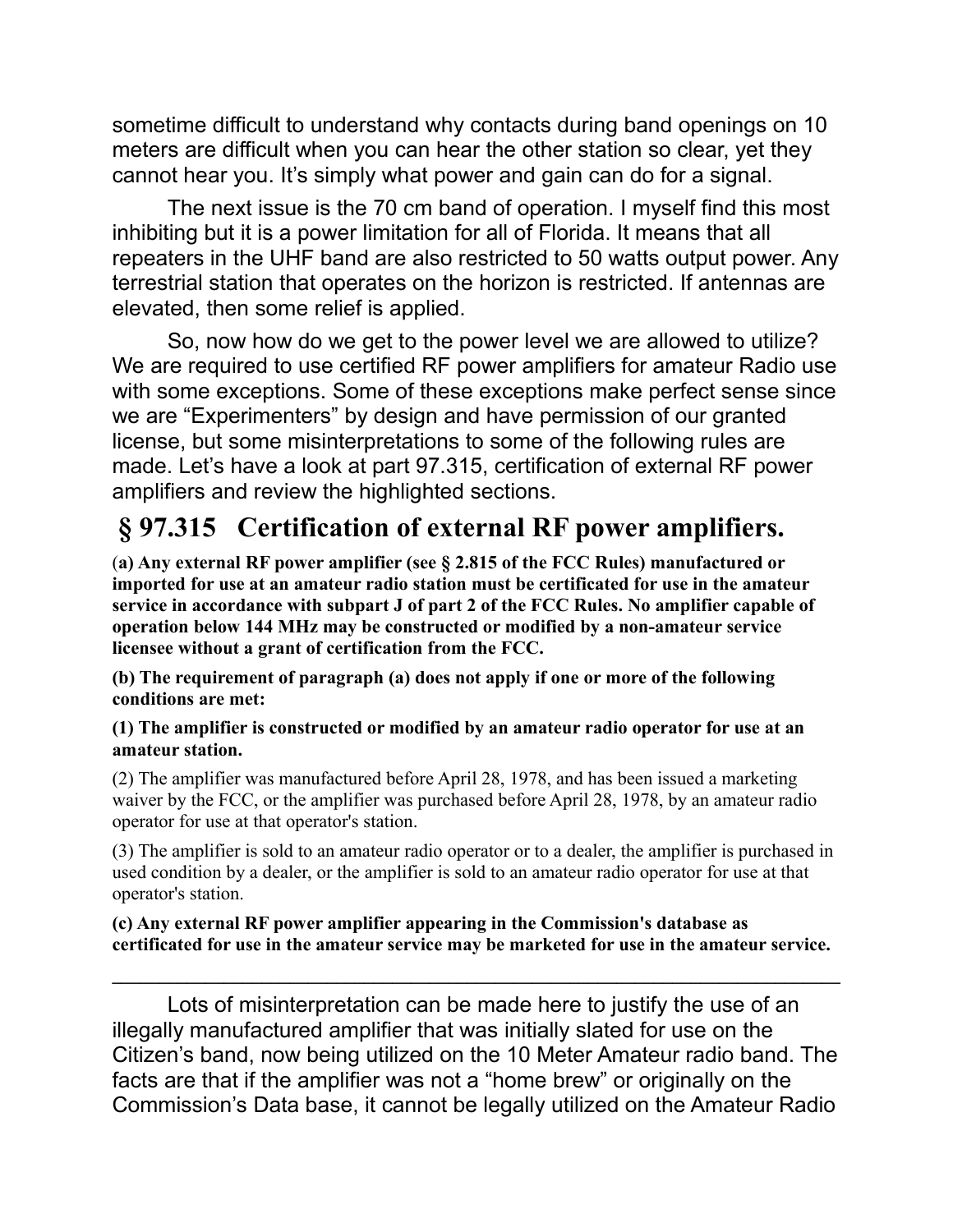sometime difficult to understand why contacts during band openings on 10 meters are difficult when you can hear the other station so clear, yet they cannot hear you. It's simply what power and gain can do for a signal.

The next issue is the 70 cm band of operation. I myself find this most inhibiting but it is a power limitation for all of Florida. It means that all repeaters in the UHF band are also restricted to 50 watts output power. Any terrestrial station that operates on the horizon is restricted. If antennas are elevated, then some relief is applied.

So, now how do we get to the power level we are allowed to utilize? We are required to use certified RF power amplifiers for amateur Radio use with some exceptions. Some of these exceptions make perfect sense since we are "Experimenters" by design and have permission of our granted license, but some misinterpretations to some of the following rules are made. Let's have a look at part 97.315, certification of external RF power amplifiers and review the highlighted sections.

## § 97.315 Certification of external RF power amplifiers.

**(a) Any external RF power amplifier (see § 2.815 of the FCC Rules) manufactured or imported for use at an amateur radio station must be certificated for use in the amateur service in accordance with subpart J of part 2 of the FCC Rules. No amplifier capable of operation below 144 MHz may be constructed or modified by a non-amateur service licensee without a grant of certification from the FCC.**

**(b) The requirement of paragraph (a) does not apply if one or more of the following conditions are met:**

**(1) The amplifier is constructed or modified by an amateur radio operator for use at an amateur station.**

(2) The amplifier was manufactured before April 28, 1978, and has been issued a marketing waiver by the FCC, or the amplifier was purchased before April 28, 1978, by an amateur radio operator for use at that operator's station.

(3) The amplifier is sold to an amateur radio operator or to a dealer, the amplifier is purchased in used condition by a dealer, or the amplifier is sold to an amateur radio operator for use at that operator's station.

**(c) Any external RF power amplifier appearing in the Commission's database as certificated for use in the amateur service may be marketed for use in the amateur service.**

---

Lots of misinterpretation can be made here to justify the use of an illegally manufactured amplifier that was initially slated for use on the Citizen's band, now being utilized on the 10 Meter Amateur radio band. The facts are that if the amplifier was not a "home brew" or originally on the Commission's Data base, it cannot be legally utilized on the Amateur Radio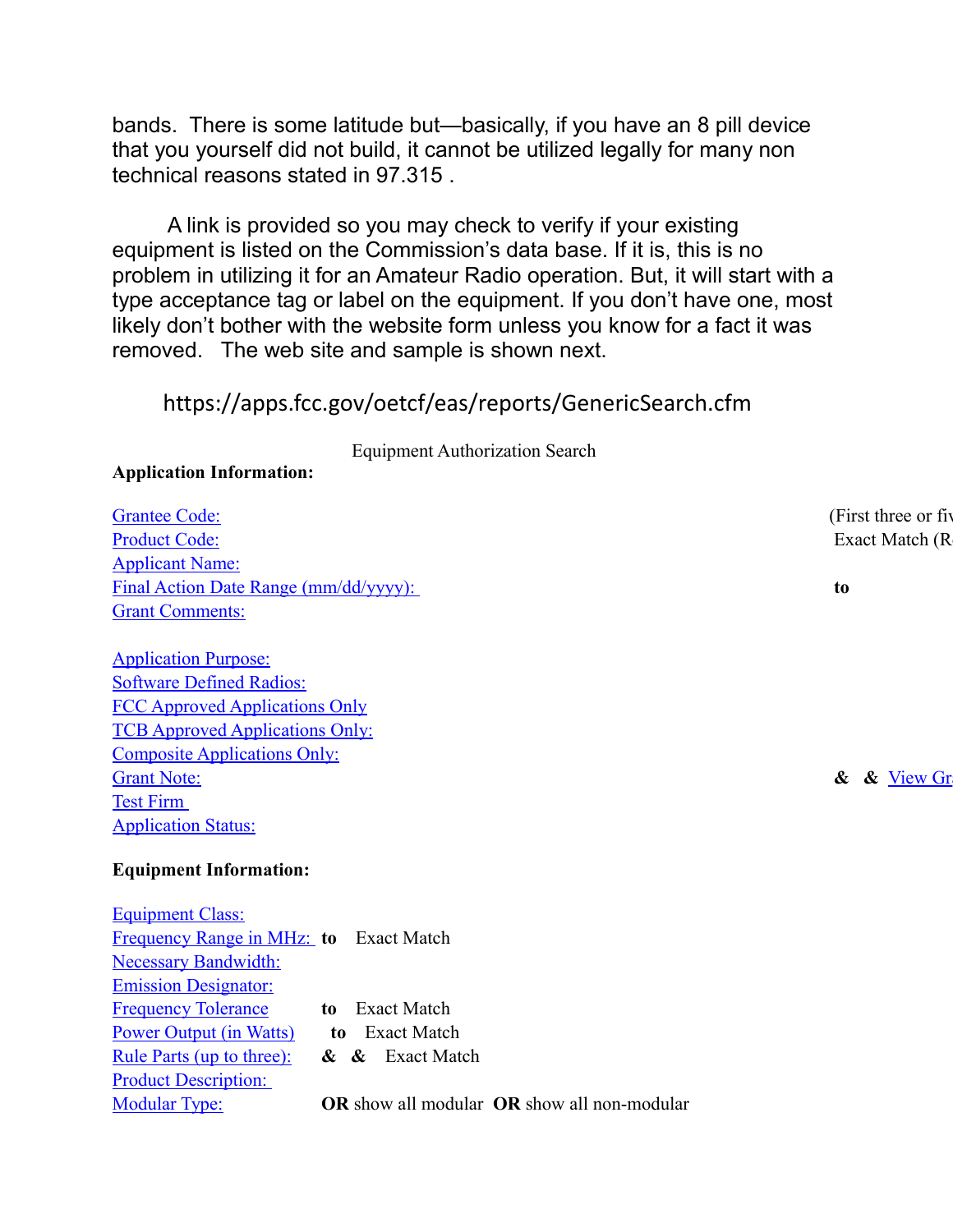bands. There is some latitude but—basically, if you have an 8 pill device that you yourself did not build, it cannot be utilized legally for many non technical reasons stated in 97.315 .

A link is provided so you may check to verify if your existing equipment is listed on the Commission's data base. If it is, this is no problem in utilizing it for an Amateur Radio operation. But, it will start with a type acceptance tag or label on the equipment. If you don't have one, most likely don't bother with the website form unless you know for a fact it was removed. The web site and sample is shown next.

https://apps.fcc.gov/oetcf/eas/reports/GenericSearch.cfm

Equipment Authorization Search

**Application Information:**

Grantee Code: (First three or fiv

Product Code: Exact Match (R

Applicant Name:

Final Action Date Range (mm/dd/yyyy): **to**

Grant Comments:

Application Purpose:

Software Defined Radios:

FCC Approved Applications Only

TCB Approved Applications Only:

Composite Applications Only:

Grant Note: **&** **&** View Gr

Test Firm

Application Status:

**Equipment Information:**

Equipment Class:

Frequency Range in MHz: **to** Exact Match

Necessary Bandwidth:

Emission Designator:

Frequency Tolerance **to** Exact Match

Power Output (in Watts) **to** Exact Match

Rule Parts (up to three): **&** **&** Exact Match

Product Description:

Modular Type: **OR** show all modular **OR** show all non-modular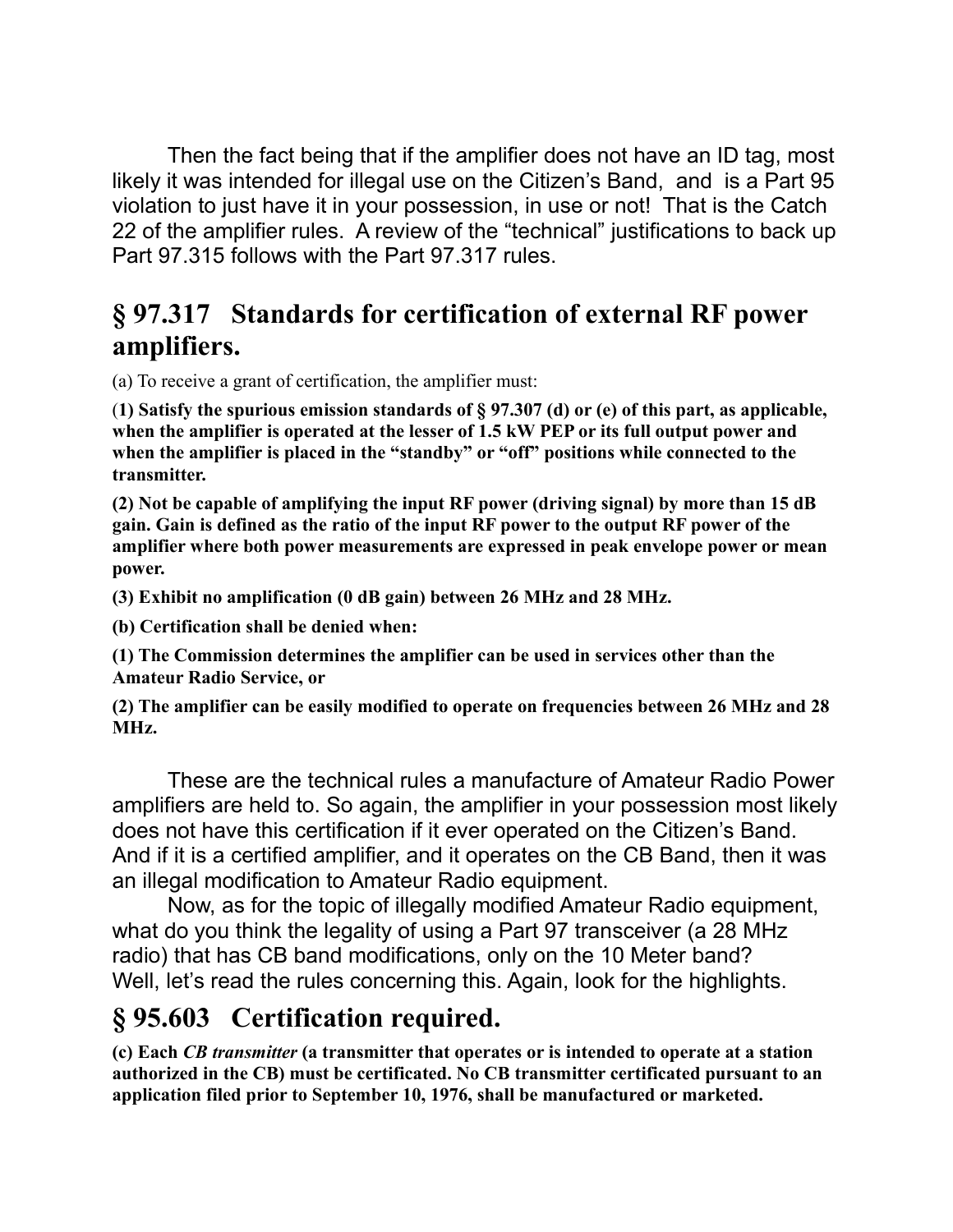Then the fact being that if the amplifier does not have an ID tag, most likely it was intended for illegal use on the Citizen's Band, and is a Part 95 violation to just have it in your possession, in use or not! That is the Catch 22 of the amplifier rules. A review of the "technical" justifications to back up Part 97.315 follows with the Part 97.317 rules.

## § 97.317 Standards for certification of external RF power amplifiers.

(a) To receive a grant of certification, the amplifier must:

**(1) Satisfy the spurious emission standards of § 97.307 (d) or (e) of this part, as applicable, when the amplifier is operated at the lesser of 1.5 kW PEP or its full output power and when the amplifier is placed in the "standby" or "off" positions while connected to the transmitter.**

**(2) Not be capable of amplifying the input RF power (driving signal) by more than 15 dB gain. Gain is defined as the ratio of the input RF power to the output RF power of the amplifier where both power measurements are expressed in peak envelope power or mean power.**

**(3) Exhibit no amplification (0 dB gain) between 26 MHz and 28 MHz.**

**(b) Certification shall be denied when:**

**(1) The Commission determines the amplifier can be used in services other than the Amateur Radio Service, or**

**(2) The amplifier can be easily modified to operate on frequencies between 26 MHz and 28 MHz.**

These are the technical rules a manufacture of Amateur Radio Power amplifiers are held to. So again, the amplifier in your possession most likely does not have this certification if it ever operated on the Citizen's Band. And if it is a certified amplifier, and it operates on the CB Band, then it was an illegal modification to Amateur Radio equipment.

Now, as for the topic of illegally modified Amateur Radio equipment, what do you think the legality of using a Part 97 transceiver (a 28 MHz radio) that has CB band modifications, only on the 10 Meter band? Well, let's read the rules concerning this. Again, look for the highlights.

## § 95.603 Certification required.

**(c) Each *CB transmitter* (a transmitter that operates or is intended to operate at a station authorized in the CB) must be certificated. No CB transmitter certificated pursuant to an application filed prior to September 10, 1976, shall be manufactured or marketed.**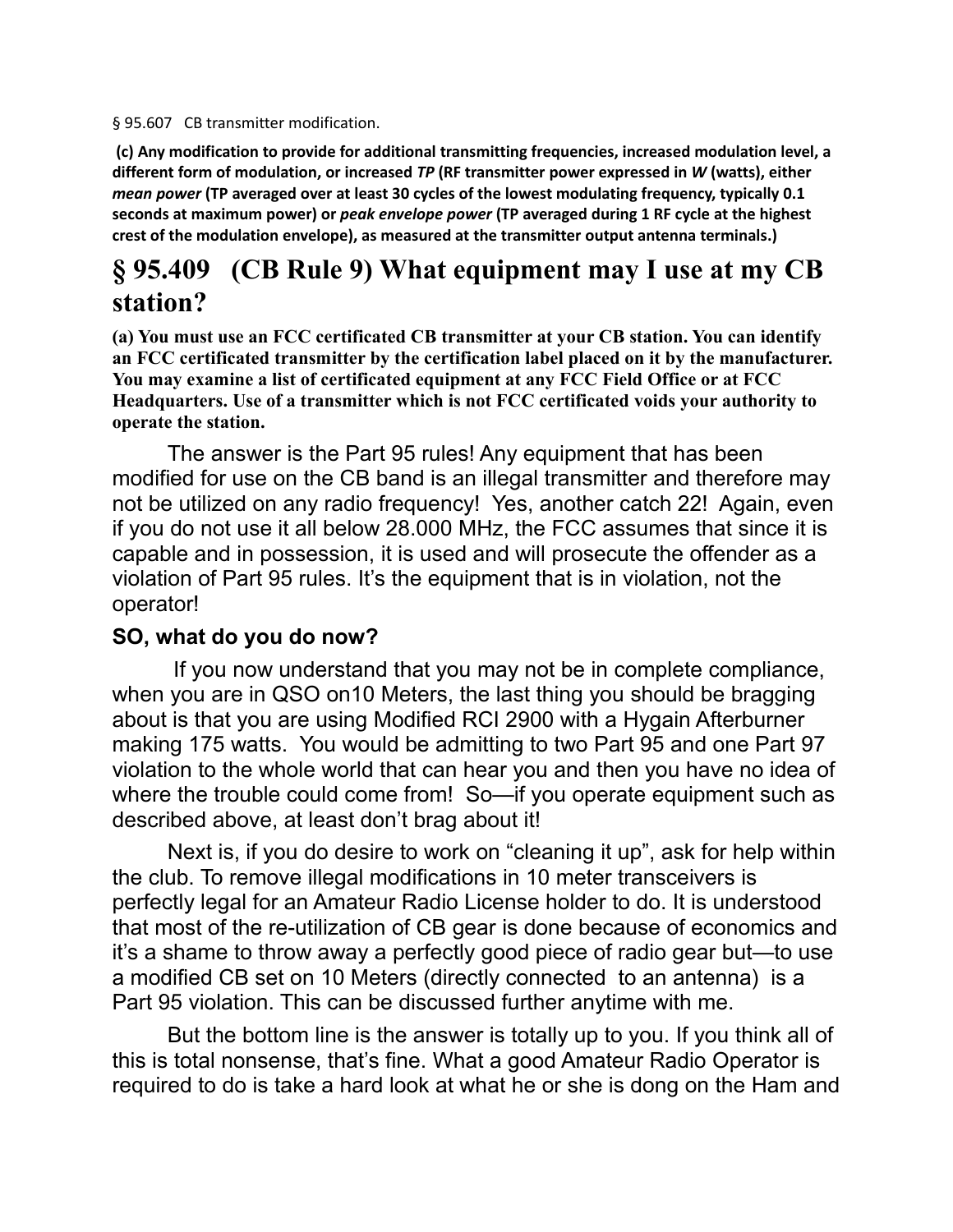§ 95.607 CB transmitter modification.

**(c) Any modification to provide for additional transmitting frequencies, increased modulation level, a different form of modulation, or increased *TP* (RF transmitter power expressed in *W* (watts), either *mean power* (TP averaged over at least 30 cycles of the lowest modulating frequency, typically 0.1 seconds at maximum power) or *peak envelope power* (TP averaged during 1 RF cycle at the highest crest of the modulation envelope), as measured at the transmitter output antenna terminals.)**

## § 95.409 (CB Rule 9) What equipment may I use at my CB station?

**(a) You must use an FCC certificated CB transmitter at your CB station. You can identify an FCC certificated transmitter by the certification label placed on it by the manufacturer. You may examine a list of certificated equipment at any FCC Field Office or at FCC Headquarters. Use of a transmitter which is not FCC certificated voids your authority to operate the station.**

The answer is the Part 95 rules! Any equipment that has been modified for use on the CB band is an illegal transmitter and therefore may not be utilized on any radio frequency! Yes, another catch 22! Again, even if you do not use it all below 28.000 MHz, the FCC assumes that since it is capable and in possession, it is used and will prosecute the offender as a violation of Part 95 rules. It's the equipment that is in violation, not the operator!

### SO, what do you do now?

If you now understand that you may not be in complete compliance, when you are in QSO on10 Meters, the last thing you should be bragging about is that you are using Modified RCI 2900 with a Hygain Afterburner making 175 watts. You would be admitting to two Part 95 and one Part 97 violation to the whole world that can hear you and then you have no idea of where the trouble could come from! So—if you operate equipment such as described above, at least don't brag about it!

Next is, if you do desire to work on "cleaning it up", ask for help within the club. To remove illegal modifications in 10 meter transceivers is perfectly legal for an Amateur Radio License holder to do. It is understood that most of the re-utilization of CB gear is done because of economics and it's a shame to throw away a perfectly good piece of radio gear but—to use a modified CB set on 10 Meters (directly connected to an antenna) is a Part 95 violation. This can be discussed further anytime with me.

But the bottom line is the answer is totally up to you. If you think all of this is total nonsense, that's fine. What a good Amateur Radio Operator is required to do is take a hard look at what he or she is dong on the Ham and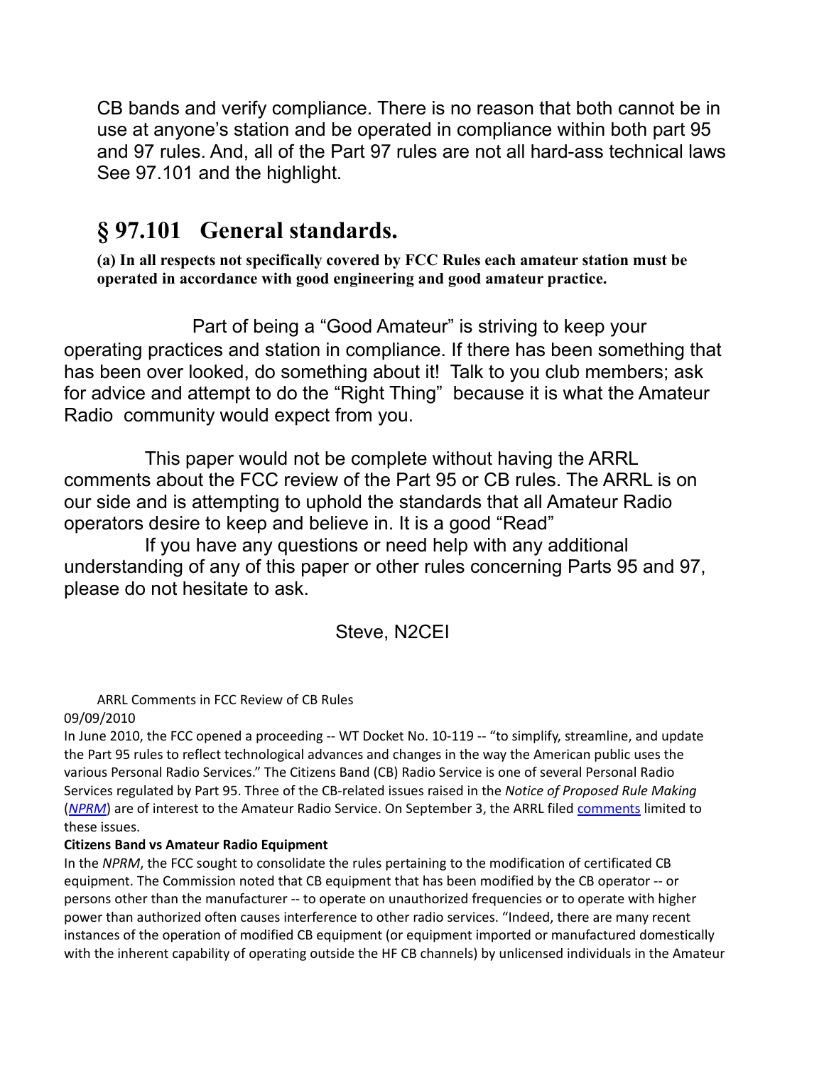CB bands and verify compliance. There is no reason that both cannot be in use at anyone's station and be operated in compliance within both part 95 and 97 rules. And, all of the Part 97 rules are not all hard-ass technical laws See 97.101 and the highlight.

## § 97.101 General standards.

**(a) In all respects not specifically covered by FCC Rules each amateur station must be operated in accordance with good engineering and good amateur practice.**

Part of being a "Good Amateur" is striving to keep your operating practices and station in compliance. If there has been something that has been over looked, do something about it! Talk to you club members; ask for advice and attempt to do the "Right Thing" because it is what the Amateur Radio community would expect from you.

This paper would not be complete without having the ARRL comments about the FCC review of the Part 95 or CB rules. The ARRL is on our side and is attempting to uphold the standards that all Amateur Radio operators desire to keep and believe in. It is a good "Read"

If you have any questions or need help with any additional understanding of any of this paper or other rules concerning Parts 95 and 97, please do not hesitate to ask.

Steve, N2CEI

ARRL Comments in FCC Review of CB Rules

09/09/2010

In June 2010, the FCC opened a proceeding -- WT Docket No. 10-119 -- "to simplify, streamline, and update the Part 95 rules to reflect technological advances and changes in the way the American public uses the various Personal Radio Services." The Citizens Band (CB) Radio Service is one of several Personal Radio Services regulated by Part 95. Three of the CB-related issues raised in the *Notice of Proposed Rule Making* (*NPRM*) are of interest to the Amateur Radio Service. On September 3, the ARRL filed comments limited to these issues.

**Citizens Band vs Amateur Radio Equipment**

In the *NPRM*, the FCC sought to consolidate the rules pertaining to the modification of certificated CB equipment. The Commission noted that CB equipment that has been modified by the CB operator -- or persons other than the manufacturer -- to operate on unauthorized frequencies or to operate with higher power than authorized often causes interference to other radio services. "Indeed, there are many recent instances of the operation of modified CB equipment (or equipment imported or manufactured domestically with the inherent capability of operating outside the HF CB channels) by unlicensed individuals in the Amateur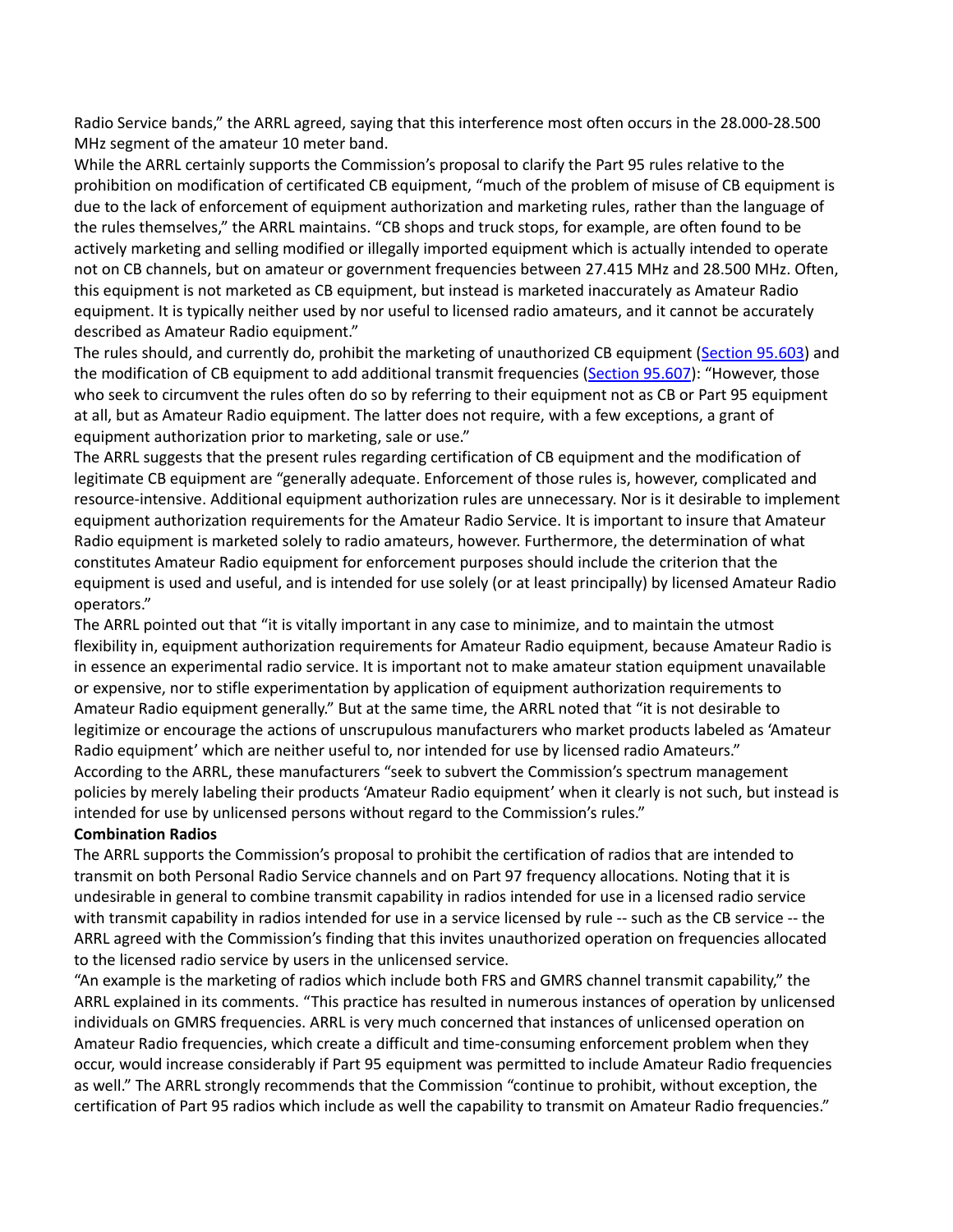Radio Service bands," the ARRL agreed, saying that this interference most often occurs in the 28.000-28.500 MHz segment of the amateur 10 meter band.

While the ARRL certainly supports the Commission's proposal to clarify the Part 95 rules relative to the prohibition on modification of certificated CB equipment, "much of the problem of misuse of CB equipment is due to the lack of enforcement of equipment authorization and marketing rules, rather than the language of the rules themselves," the ARRL maintains. "CB shops and truck stops, for example, are often found to be actively marketing and selling modified or illegally imported equipment which is actually intended to operate not on CB channels, but on amateur or government frequencies between 27.415 MHz and 28.500 MHz. Often, this equipment is not marketed as CB equipment, but instead is marketed inaccurately as Amateur Radio equipment. It is typically neither used by nor useful to licensed radio amateurs, and it cannot be accurately described as Amateur Radio equipment."

The rules should, and currently do, prohibit the marketing of unauthorized CB equipment (Section 95.603) and the modification of CB equipment to add additional transmit frequencies (Section 95.607): "However, those who seek to circumvent the rules often do so by referring to their equipment not as CB or Part 95 equipment at all, but as Amateur Radio equipment. The latter does not require, with a few exceptions, a grant of equipment authorization prior to marketing, sale or use."

The ARRL suggests that the present rules regarding certification of CB equipment and the modification of legitimate CB equipment are "generally adequate. Enforcement of those rules is, however, complicated and resource-intensive. Additional equipment authorization rules are unnecessary. Nor is it desirable to implement equipment authorization requirements for the Amateur Radio Service. It is important to insure that Amateur Radio equipment is marketed solely to radio amateurs, however. Furthermore, the determination of what constitutes Amateur Radio equipment for enforcement purposes should include the criterion that the equipment is used and useful, and is intended for use solely (or at least principally) by licensed Amateur Radio operators."

The ARRL pointed out that "it is vitally important in any case to minimize, and to maintain the utmost flexibility in, equipment authorization requirements for Amateur Radio equipment, because Amateur Radio is in essence an experimental radio service. It is important not to make amateur station equipment unavailable or expensive, nor to stifle experimentation by application of equipment authorization requirements to Amateur Radio equipment generally." But at the same time, the ARRL noted that "it is not desirable to legitimize or encourage the actions of unscrupulous manufacturers who market products labeled as 'Amateur Radio equipment' which are neither useful to, nor intended for use by licensed radio Amateurs."

According to the ARRL, these manufacturers "seek to subvert the Commission's spectrum management policies by merely labeling their products 'Amateur Radio equipment' when it clearly is not such, but instead is intended for use by unlicensed persons without regard to the Commission's rules."

**Combination Radios**

The ARRL supports the Commission's proposal to prohibit the certification of radios that are intended to transmit on both Personal Radio Service channels and on Part 97 frequency allocations. Noting that it is undesirable in general to combine transmit capability in radios intended for use in a licensed radio service with transmit capability in radios intended for use in a service licensed by rule -- such as the CB service -- the ARRL agreed with the Commission's finding that this invites unauthorized operation on frequencies allocated to the licensed radio service by users in the unlicensed service.

"An example is the marketing of radios which include both FRS and GMRS channel transmit capability," the ARRL explained in its comments. "This practice has resulted in numerous instances of operation by unlicensed individuals on GMRS frequencies. ARRL is very much concerned that instances of unlicensed operation on Amateur Radio frequencies, which create a difficult and time-consuming enforcement problem when they occur, would increase considerably if Part 95 equipment was permitted to include Amateur Radio frequencies as well." The ARRL strongly recommends that the Commission "continue to prohibit, without exception, the certification of Part 95 radios which include as well the capability to transmit on Amateur Radio frequencies."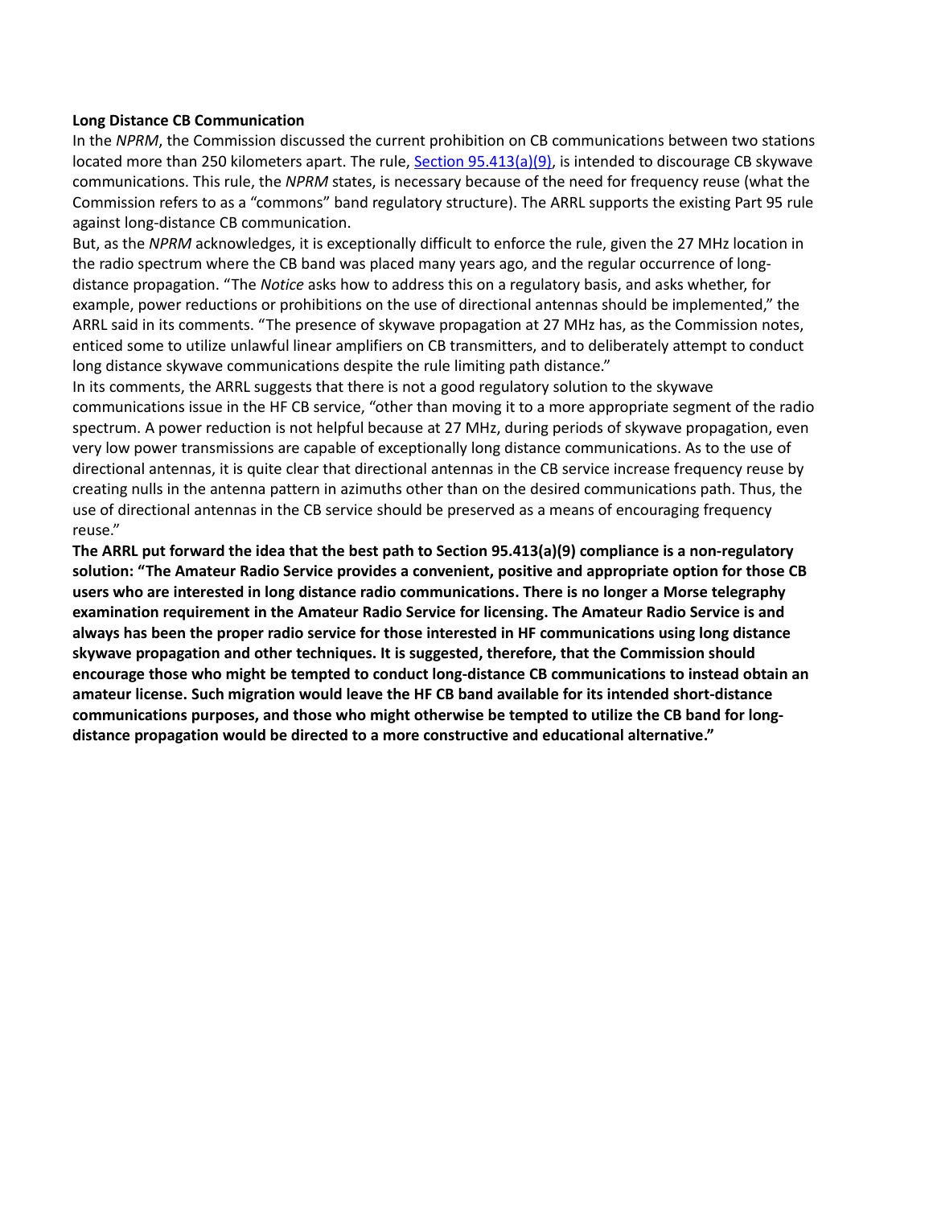**Long Distance CB Communication**

In the *NPRM*, the Commission discussed the current prohibition on CB communications between two stations located more than 250 kilometers apart. The rule, [Section 95.413(a)(9)](), is intended to discourage CB skywave communications. This rule, the *NPRM* states, is necessary because of the need for frequency reuse (what the Commission refers to as a "commons" band regulatory structure). The ARRL supports the existing Part 95 rule against long-distance CB communication.

But, as the *NPRM* acknowledges, it is exceptionally difficult to enforce the rule, given the 27 MHz location in the radio spectrum where the CB band was placed many years ago, and the regular occurrence of long-distance propagation. "The *Notice* asks how to address this on a regulatory basis, and asks whether, for example, power reductions or prohibitions on the use of directional antennas should be implemented," the ARRL said in its comments. "The presence of skywave propagation at 27 MHz has, as the Commission notes, enticed some to utilize unlawful linear amplifiers on CB transmitters, and to deliberately attempt to conduct long distance skywave communications despite the rule limiting path distance."

In its comments, the ARRL suggests that there is not a good regulatory solution to the skywave communications issue in the HF CB service, "other than moving it to a more appropriate segment of the radio spectrum. A power reduction is not helpful because at 27 MHz, during periods of skywave propagation, even very low power transmissions are capable of exceptionally long distance communications. As to the use of directional antennas, it is quite clear that directional antennas in the CB service increase frequency reuse by creating nulls in the antenna pattern in azimuths other than on the desired communications path. Thus, the use of directional antennas in the CB service should be preserved as a means of encouraging frequency reuse."

**The ARRL put forward the idea that the best path to Section 95.413(a)(9) compliance is a non-regulatory solution: "The Amateur Radio Service provides a convenient, positive and appropriate option for those CB users who are interested in long distance radio communications. There is no longer a Morse telegraphy examination requirement in the Amateur Radio Service for licensing. The Amateur Radio Service is and always has been the proper radio service for those interested in HF communications using long distance skywave propagation and other techniques. It is suggested, therefore, that the Commission should encourage those who might be tempted to conduct long-distance CB communications to instead obtain an amateur license. Such migration would leave the HF CB band available for its intended short-distance communications purposes, and those who might otherwise be tempted to utilize the CB band for long-distance propagation would be directed to a more constructive and educational alternative."**